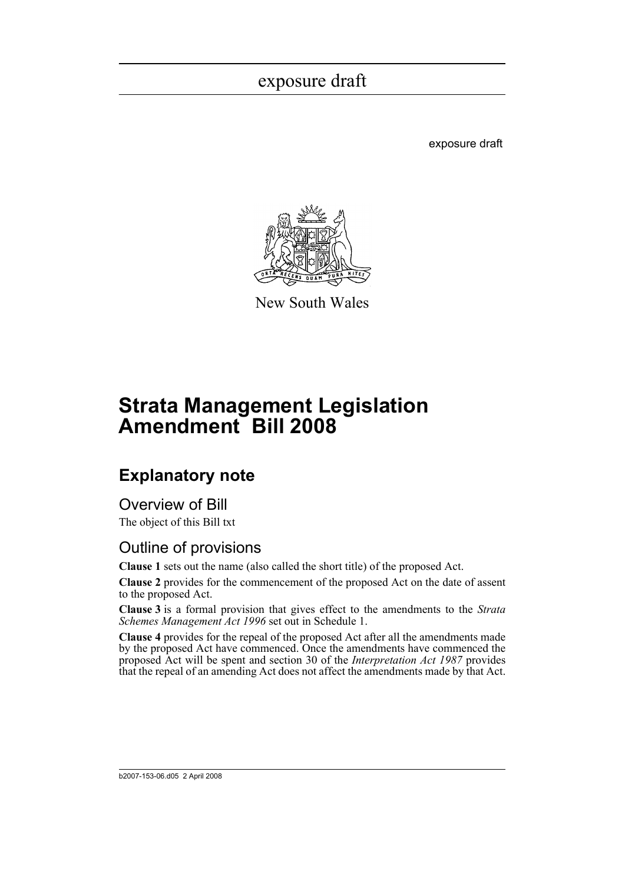exposure draft

New South Wales

# Strata Management Legislation Amendment Bill 2008

## Explanatory note

### Overview of Bill

The object of this Bill txt

### Outline of provisions

**Clause 1** sets out the name (also called the short title) of the proposed Act.

**Clause 2** provides for the commencement of the proposed Act on the date of assent to the proposed Act.

**Clause 3** is a formal provision that gives effect to the amendments to the *Strata Schemes Management Act 1996* set out in Schedule 1.

**Clause 4** provides for the repeal of the proposed Act after all the amendments made by the proposed Act have commenced. Once the amendments have commenced the proposed Act will be spent and section 30 of the *Interpretation Act 1987* provides that the repeal of an amending Act does not affect the amendments made by that Act.

b2007-153-06.d05 2 April 2008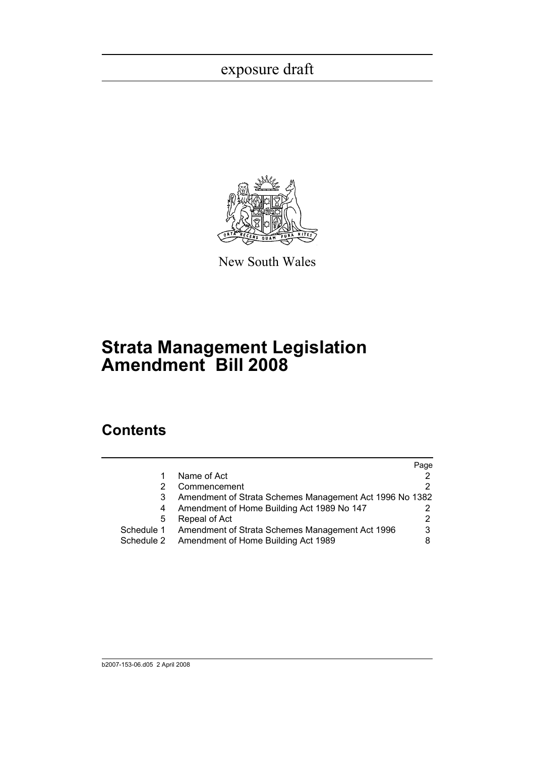exposure draft

New South Wales

# Strata Management Legislation Amendment Bill 2008

## Contents

| | | Page |
|---|---|---|
| 1 | Name of Act | 2 |
| 2 | Commencement | 2 |
| 3 | Amendment of Strata Schemes Management Act 1996 No 138 | 2 |
| 4 | Amendment of Home Building Act 1989 No 147 | 2 |
| 5 | Repeal of Act | 2 |
| Schedule 1 | Amendment of Strata Schemes Management Act 1996 | 3 |
| Schedule 2 | Amendment of Home Building Act 1989 | 8 |

b2007-153-06.d05 2 April 2008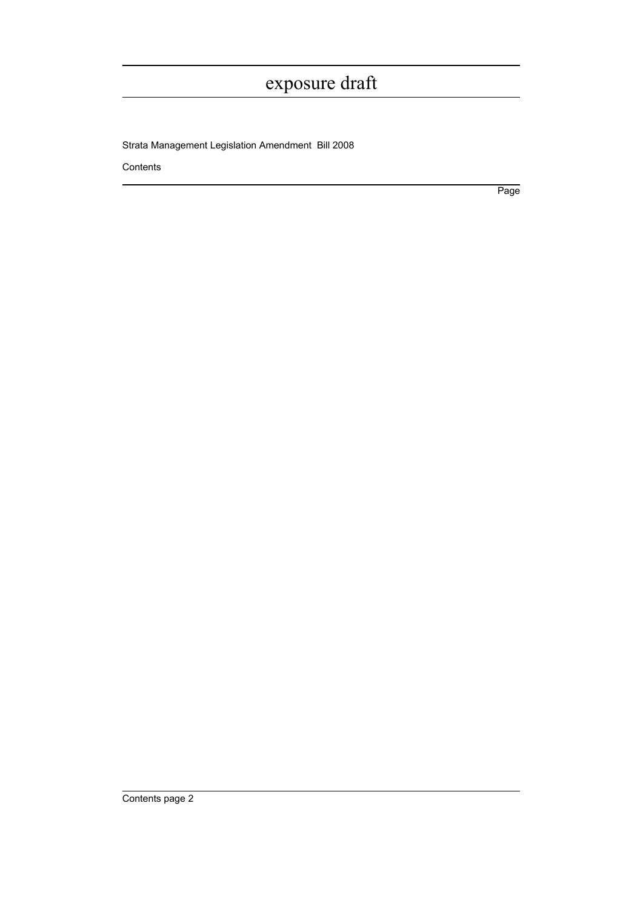Contents

Page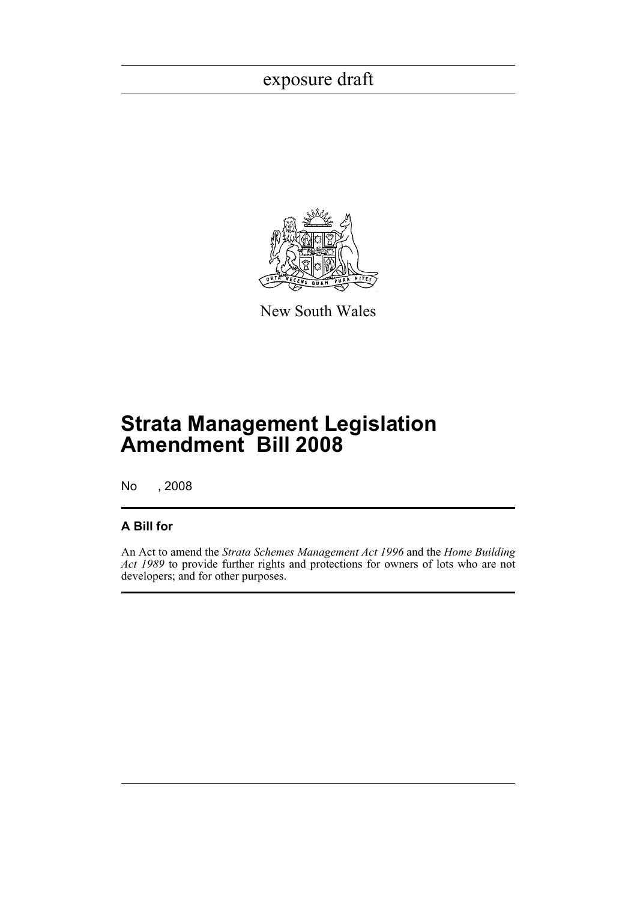exposure draft

New South Wales

# Strata Management Legislation Amendment Bill 2008

No , 2008

## A Bill for

An Act to amend the *Strata Schemes Management Act 1996* and the *Home Building Act 1989* to provide further rights and protections for owners of lots who are not developers; and for other purposes.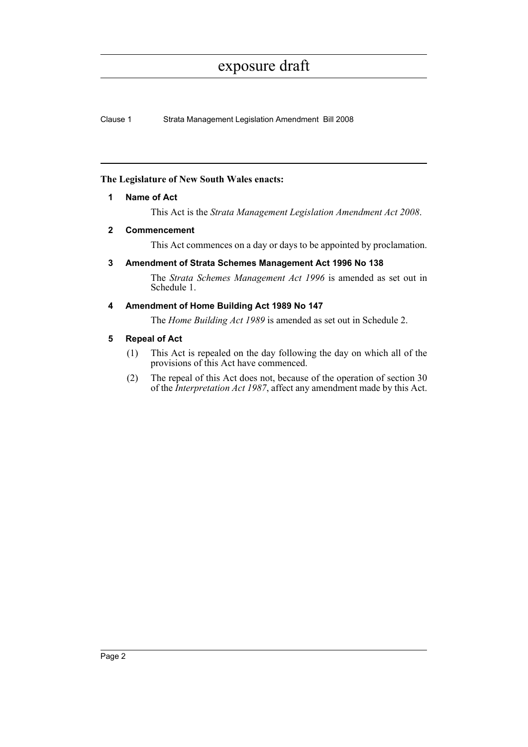**The Legislature of New South Wales enacts:**

## 1 Name of Act

This Act is the *Strata Management Legislation Amendment Act 2008*.

## 2 Commencement

This Act commences on a day or days to be appointed by proclamation.

## 3 Amendment of Strata Schemes Management Act 1996 No 138

The *Strata Schemes Management Act 1996* is amended as set out in Schedule 1.

## 4 Amendment of Home Building Act 1989 No 147

The *Home Building Act 1989* is amended as set out in Schedule 2.

## 5 Repeal of Act

(1) This Act is repealed on the day following the day on which all of the provisions of this Act have commenced.

(2) The repeal of this Act does not, because of the operation of section 30 of the *Interpretation Act 1987*, affect any amendment made by this Act.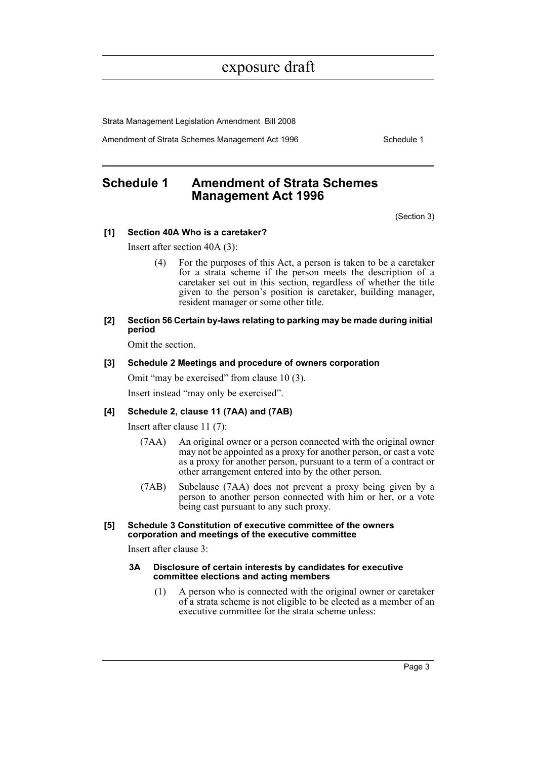## Schedule 1 Amendment of Strata Schemes Management Act 1996

(Section 3)

**[1] Section 40A Who is a caretaker?**

Insert after section 40A (3):

(4) For the purposes of this Act, a person is taken to be a caretaker for a strata scheme if the person meets the description of a caretaker set out in this section, regardless of whether the title given to the person's position is caretaker, building manager, resident manager or some other title.

**[2] Section 56 Certain by-laws relating to parking may be made during initial period**

Omit the section.

**[3] Schedule 2 Meetings and procedure of owners corporation**

Omit "may be exercised" from clause 10 (3).

Insert instead "may only be exercised".

**[4] Schedule 2, clause 11 (7AA) and (7AB)**

Insert after clause 11 (7):

(7AA) An original owner or a person connected with the original owner may not be appointed as a proxy for another person, or cast a vote as a proxy for another person, pursuant to a term of a contract or other arrangement entered into by the other person.

(7AB) Subclause (7AA) does not prevent a proxy being given by a person to another person connected with him or her, or a vote being cast pursuant to any such proxy.

**[5] Schedule 3 Constitution of executive committee of the owners corporation and meetings of the executive committee**

Insert after clause 3:

**3A Disclosure of certain interests by candidates for executive committee elections and acting members**

(1) A person who is connected with the original owner or caretaker of a strata scheme is not eligible to be elected as a member of an executive committee for the strata scheme unless: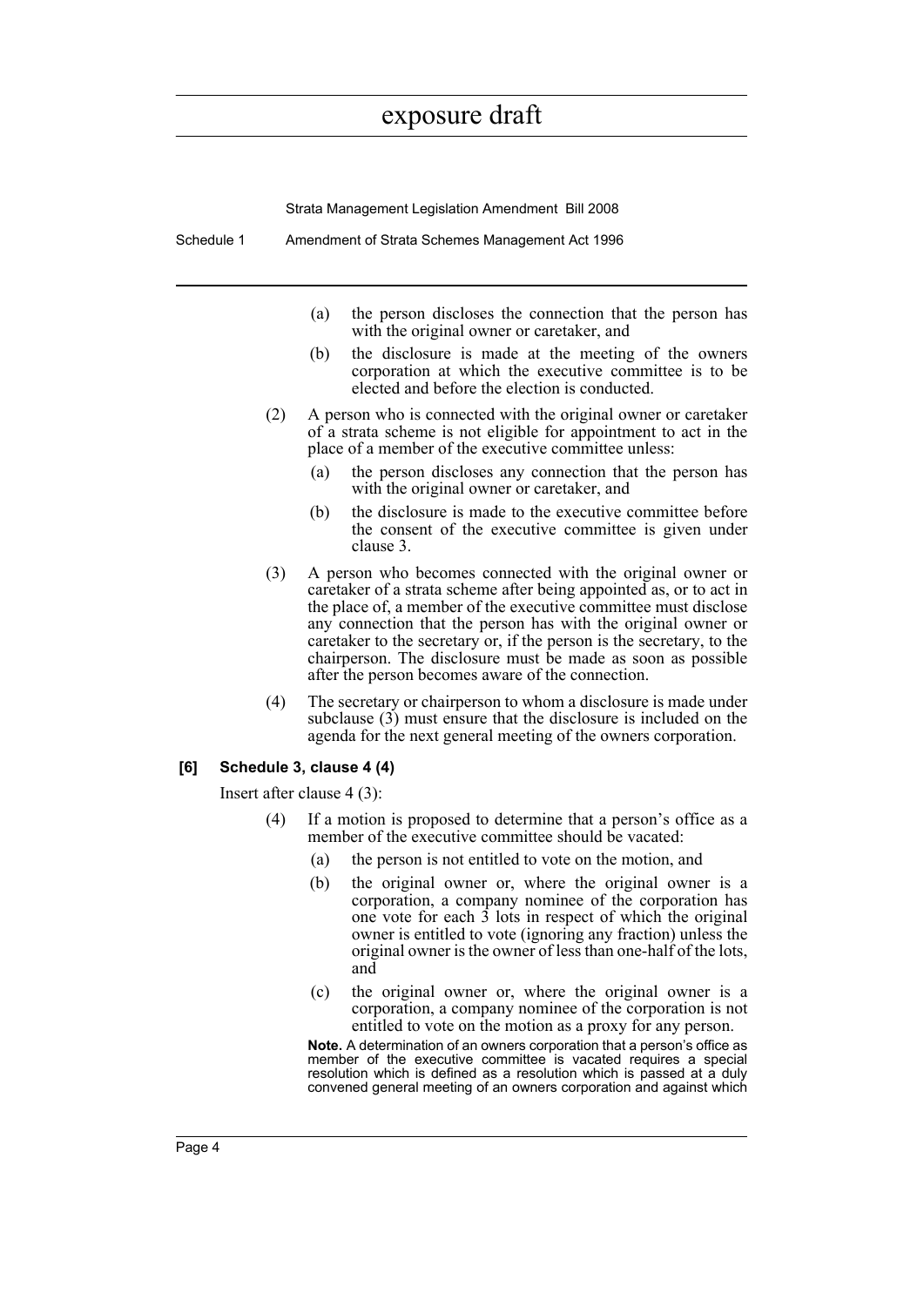(a) the person discloses the connection that the person has with the original owner or caretaker, and

(b) the disclosure is made at the meeting of the owners corporation at which the executive committee is to be elected and before the election is conducted.

(2) A person who is connected with the original owner or caretaker of a strata scheme is not eligible for appointment to act in the place of a member of the executive committee unless:

(a) the person discloses any connection that the person has with the original owner or caretaker, and

(b) the disclosure is made to the executive committee before the consent of the executive committee is given under clause 3.

(3) A person who becomes connected with the original owner or caretaker of a strata scheme after being appointed as, or to act in the place of, a member of the executive committee must disclose any connection that the person has with the original owner or caretaker to the secretary or, if the person is the secretary, to the chairperson. The disclosure must be made as soon as possible after the person becomes aware of the connection.

(4) The secretary or chairperson to whom a disclosure is made under subclause (3) must ensure that the disclosure is included on the agenda for the next general meeting of the owners corporation.

**[6] Schedule 3, clause 4 (4)**

Insert after clause 4 (3):

(4) If a motion is proposed to determine that a person's office as a member of the executive committee should be vacated:

(a) the person is not entitled to vote on the motion, and

(b) the original owner or, where the original owner is a corporation, a company nominee of the corporation has one vote for each 3 lots in respect of which the original owner is entitled to vote (ignoring any fraction) unless the original owner is the owner of less than one-half of the lots, and

(c) the original owner or, where the original owner is a corporation, a company nominee of the corporation is not entitled to vote on the motion as a proxy for any person.

**Note.** A determination of an owners corporation that a person's office as member of the executive committee is vacated requires a special resolution which is defined as a resolution which is passed at a duly convened general meeting of an owners corporation and against which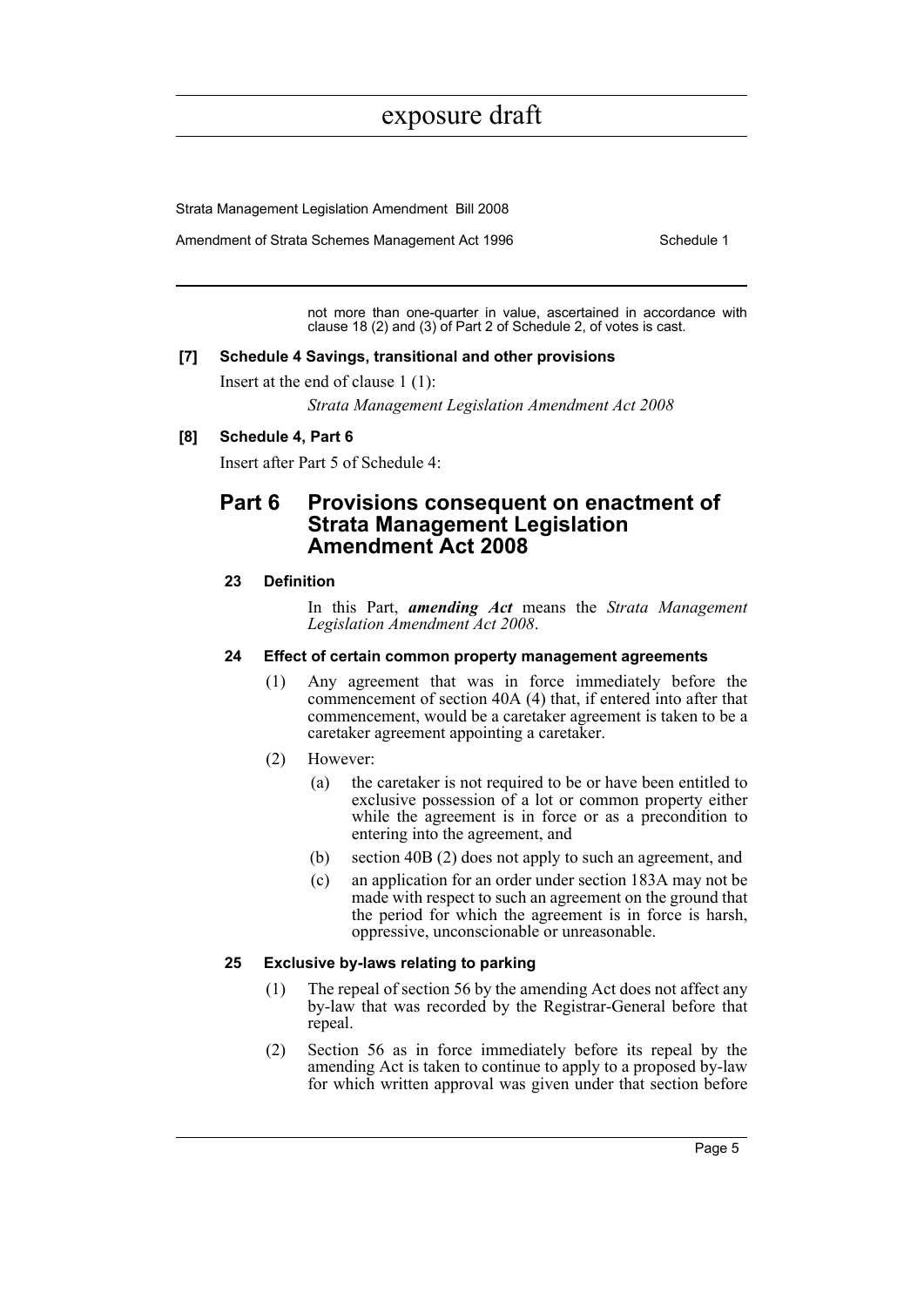not more than one-quarter in value, ascertained in accordance with clause 18 (2) and (3) of Part 2 of Schedule 2, of votes is cast.

**[7] Schedule 4 Savings, transitional and other provisions**

Insert at the end of clause 1 (1):

*Strata Management Legislation Amendment Act 2008*

**[8] Schedule 4, Part 6**

Insert after Part 5 of Schedule 4:

## Part 6 Provisions consequent on enactment of Strata Management Legislation Amendment Act 2008

### 23 Definition

In this Part, ***amending Act*** means the *Strata Management Legislation Amendment Act 2008*.

### 24 Effect of certain common property management agreements

(1) Any agreement that was in force immediately before the commencement of section 40A (4) that, if entered into after that commencement, would be a caretaker agreement is taken to be a caretaker agreement appointing a caretaker.

(2) However:

(a) the caretaker is not required to be or have been entitled to exclusive possession of a lot or common property either while the agreement is in force or as a precondition to entering into the agreement, and

(b) section 40B (2) does not apply to such an agreement, and

(c) an application for an order under section 183A may not be made with respect to such an agreement on the ground that the period for which the agreement is in force is harsh, oppressive, unconscionable or unreasonable.

### 25 Exclusive by-laws relating to parking

(1) The repeal of section 56 by the amending Act does not affect any by-law that was recorded by the Registrar-General before that repeal.

(2) Section 56 as in force immediately before its repeal by the amending Act is taken to continue to apply to a proposed by-law for which written approval was given under that section before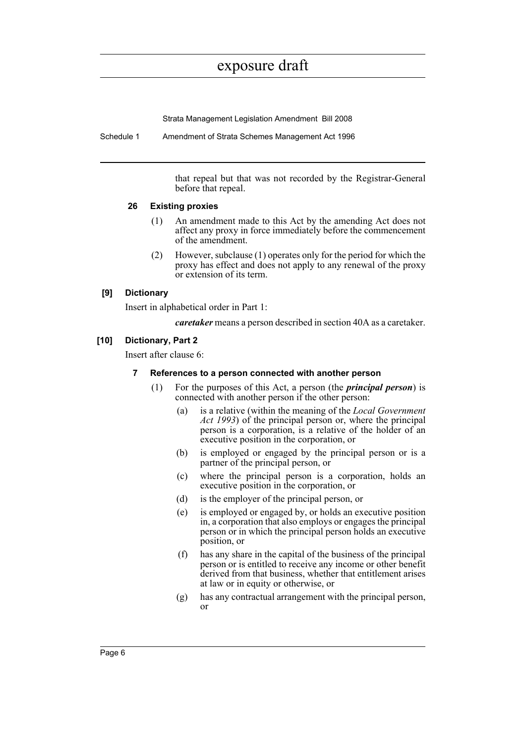that repeal but that was not recorded by the Registrar-General before that repeal.

#### 26 Existing proxies

(1) An amendment made to this Act by the amending Act does not affect any proxy in force immediately before the commencement of the amendment.

(2) However, subclause (1) operates only for the period for which the proxy has effect and does not apply to any renewal of the proxy or extension of its term.

### [9] Dictionary

Insert in alphabetical order in Part 1:

***caretaker*** means a person described in section 40A as a caretaker.

### [10] Dictionary, Part 2

Insert after clause 6:

#### 7 References to a person connected with another person

(1) For the purposes of this Act, a person (the ***principal person***) is connected with another person if the other person:

- (a) is a relative (within the meaning of the *Local Government Act 1993*) of the principal person or, where the principal person is a corporation, is a relative of the holder of an executive position in the corporation, or
- (b) is employed or engaged by the principal person or is a partner of the principal person, or
- (c) where the principal person is a corporation, holds an executive position in the corporation, or
- (d) is the employer of the principal person, or
- (e) is employed or engaged by, or holds an executive position in, a corporation that also employs or engages the principal person or in which the principal person holds an executive position, or
- (f) has any share in the capital of the business of the principal person or is entitled to receive any income or other benefit derived from that business, whether that entitlement arises at law or in equity or otherwise, or
- (g) has any contractual arrangement with the principal person, or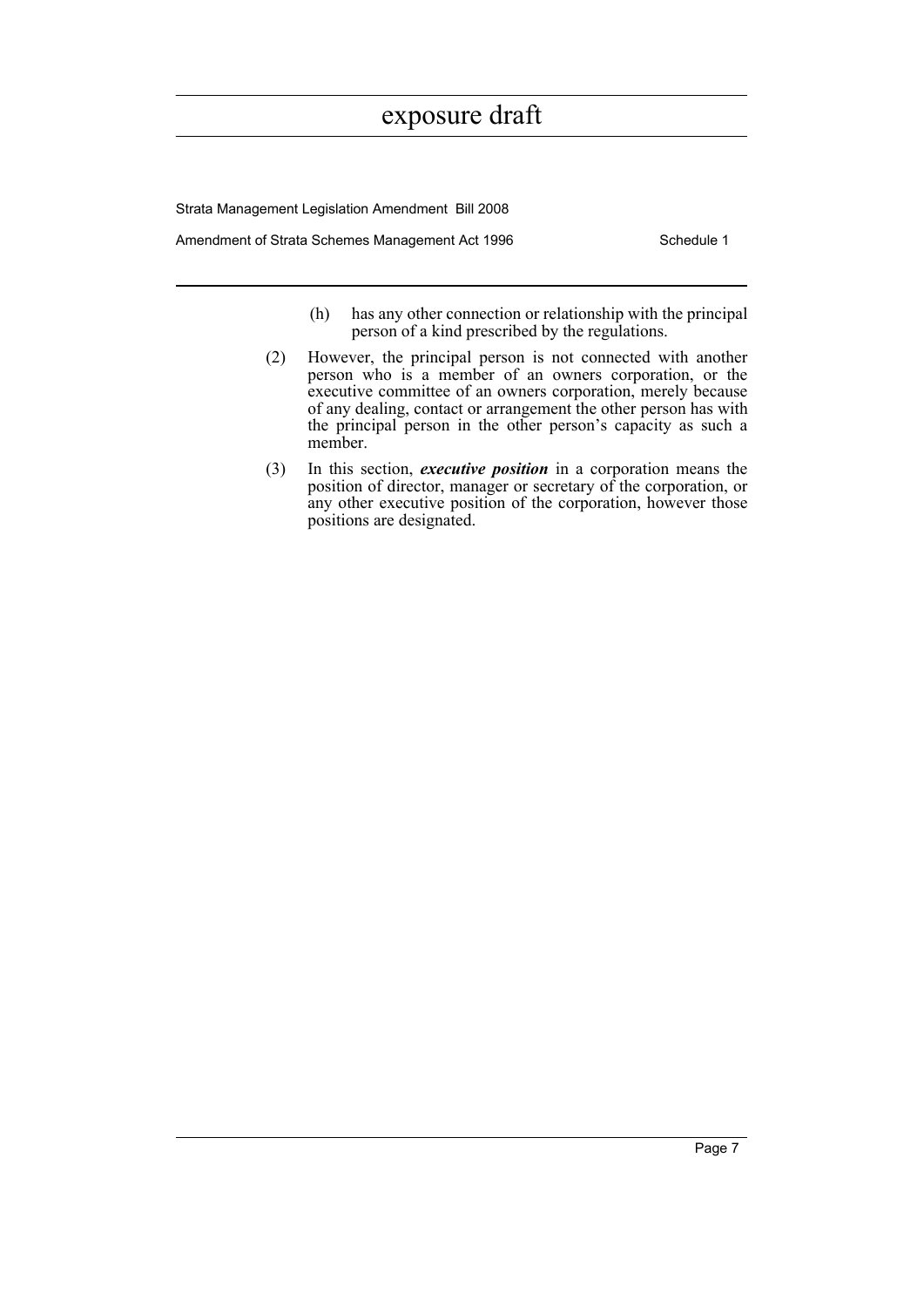(h) has any other connection or relationship with the principal person of a kind prescribed by the regulations.

(2) However, the principal person is not connected with another person who is a member of an owners corporation, or the executive committee of an owners corporation, merely because of any dealing, contact or arrangement the other person has with the principal person in the other person's capacity as such a member.

(3) In this section, ***executive position*** in a corporation means the position of director, manager or secretary of the corporation, or any other executive position of the corporation, however those positions are designated.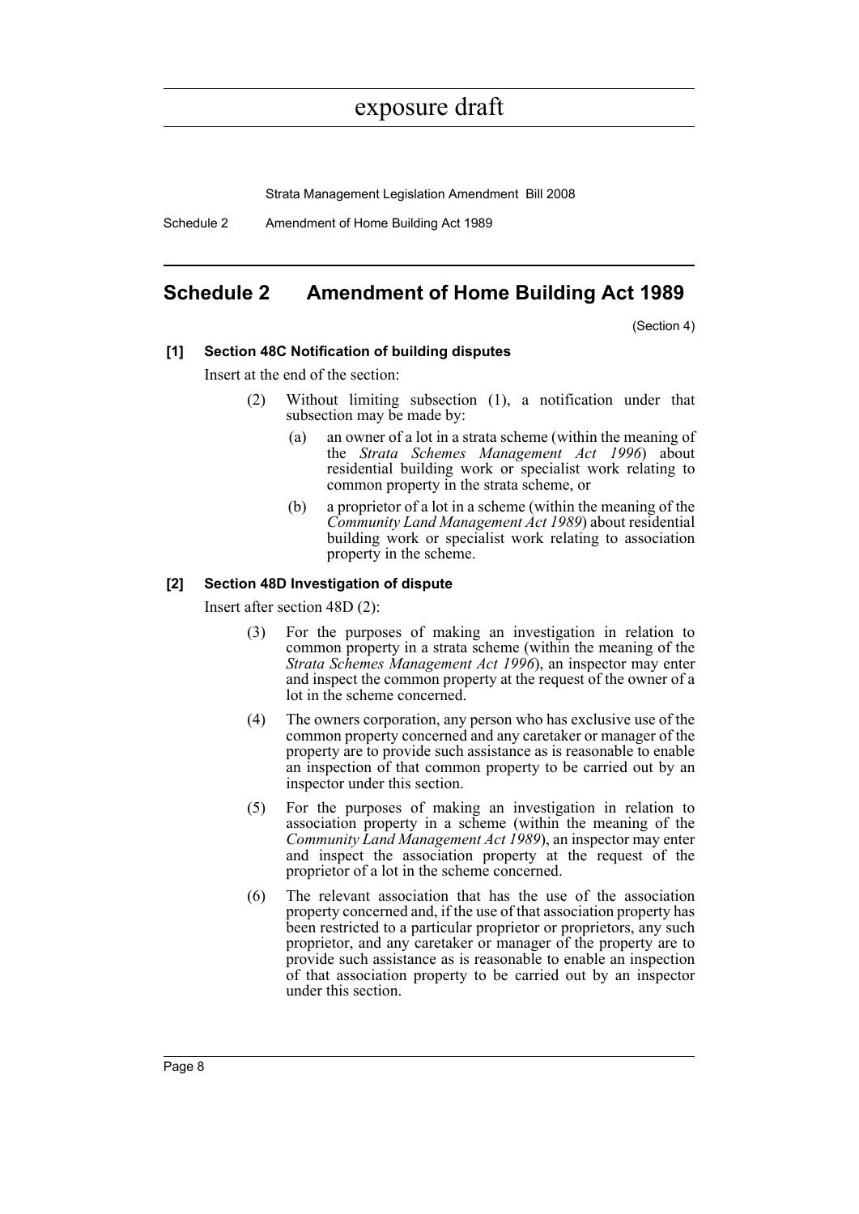# Schedule 2 Amendment of Home Building Act 1989

(Section 4)

**[1] Section 48C Notification of building disputes**

Insert at the end of the section:

(2) Without limiting subsection (1), a notification under that subsection may be made by:

(a) an owner of a lot in a strata scheme (within the meaning of the *Strata Schemes Management Act 1996*) about residential building work or specialist work relating to common property in the strata scheme, or

(b) a proprietor of a lot in a scheme (within the meaning of the *Community Land Management Act 1989*) about residential building work or specialist work relating to association property in the scheme.

**[2] Section 48D Investigation of dispute**

Insert after section 48D (2):

(3) For the purposes of making an investigation in relation to common property in a strata scheme (within the meaning of the *Strata Schemes Management Act 1996*), an inspector may enter and inspect the common property at the request of the owner of a lot in the scheme concerned.

(4) The owners corporation, any person who has exclusive use of the common property concerned and any caretaker or manager of the property are to provide such assistance as is reasonable to enable an inspection of that common property to be carried out by an inspector under this section.

(5) For the purposes of making an investigation in relation to association property in a scheme (within the meaning of the *Community Land Management Act 1989*), an inspector may enter and inspect the association property at the request of the proprietor of a lot in the scheme concerned.

(6) The relevant association that has the use of the association property concerned and, if the use of that association property has been restricted to a particular proprietor or proprietors, any such proprietor, and any caretaker or manager of the property are to provide such assistance as is reasonable to enable an inspection of that association property to be carried out by an inspector under this section.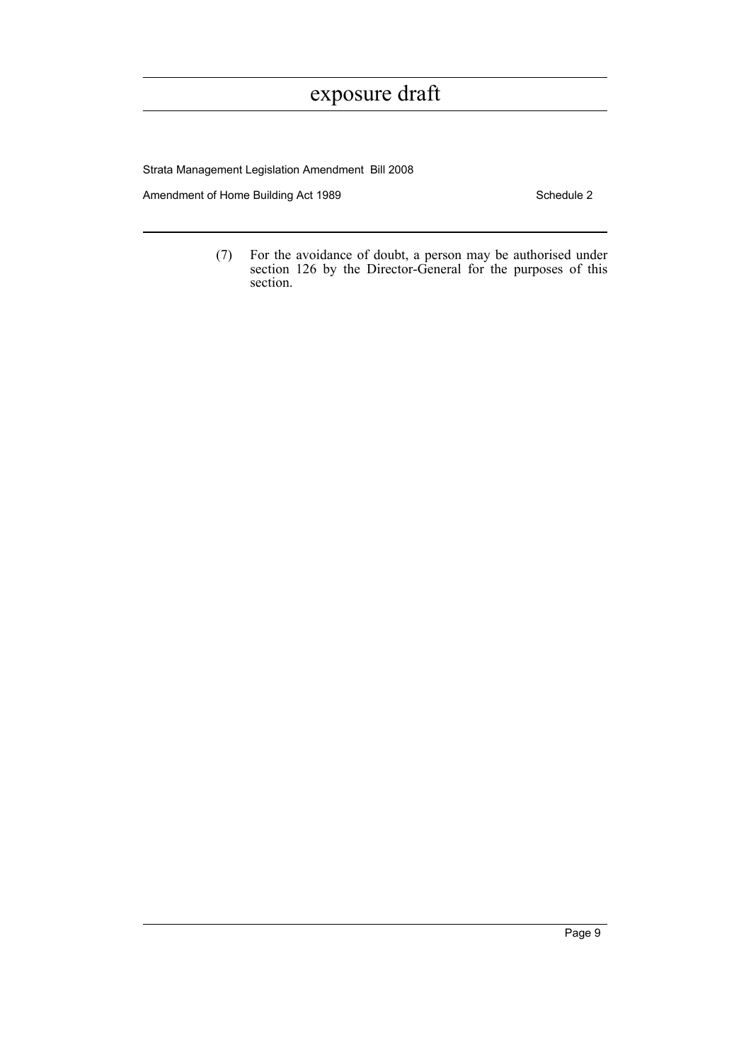(7) For the avoidance of doubt, a person may be authorised under section 126 by the Director-General for the purposes of this section.